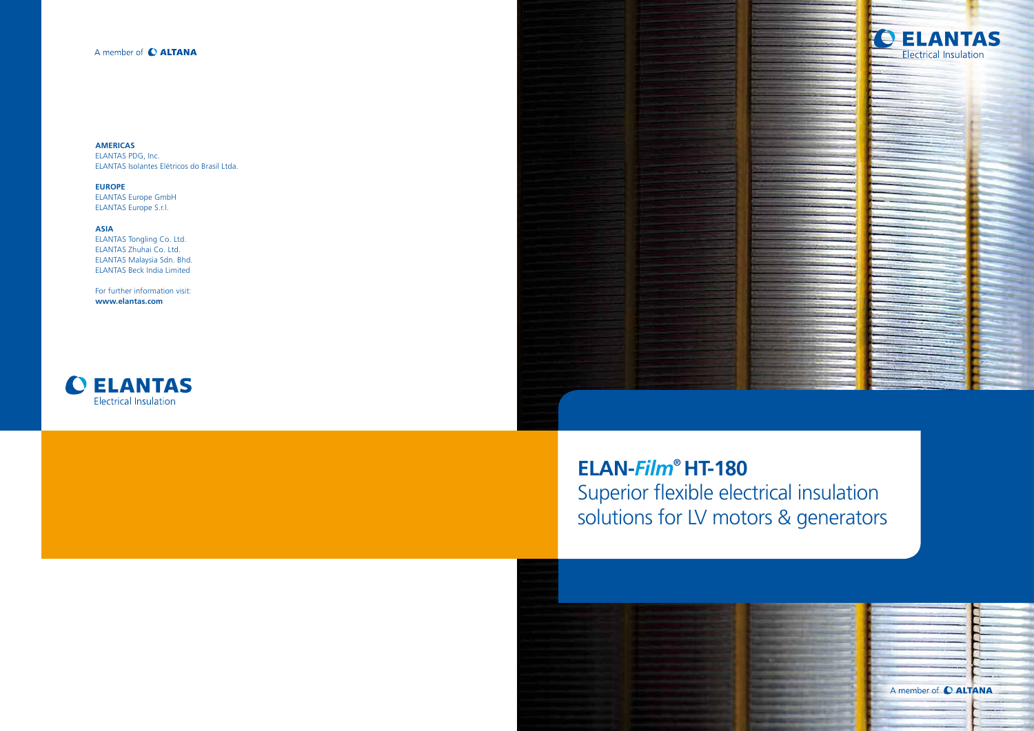A member of ALTANA

**AMERICAS**
ELANTAS PDG, Inc.
ELANTAS Isolantes Elétricos do Brasil Ltda.

**EUROPE**
ELANTAS Europe GmbH
ELANTAS Europe S.r.l.

**ASIA**
ELANTAS Tongling Co. Ltd.
ELANTAS Zhuhai Co. Ltd.
ELANTAS Malaysia Sdn. Bhd.
ELANTAS Beck India Limited

For further information visit:
**www.elantas.com**

ELANTAS
Electrical Insulation

ELANTAS
Electrical Insulation

# ELAN-*Film*® HT-180

Superior flexible electrical insulation solutions for LV motors & generators

A member of ALTANA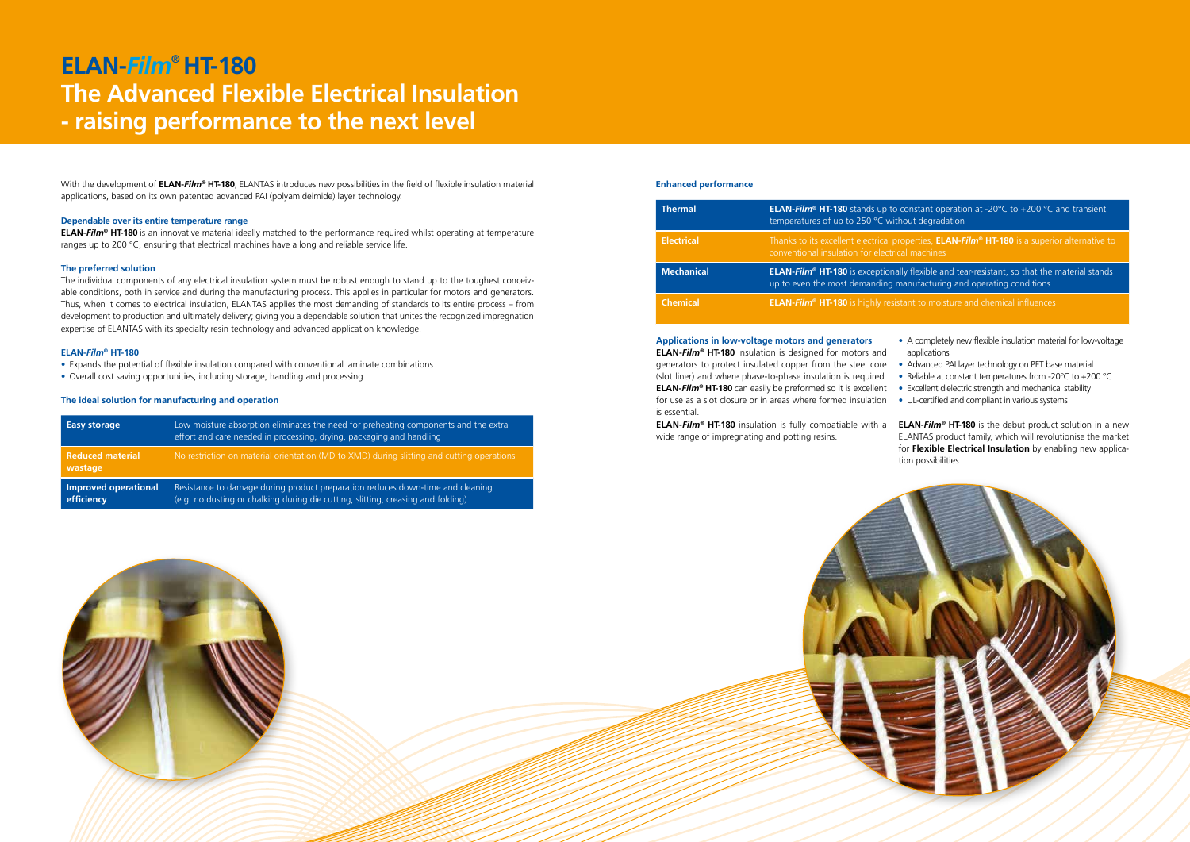# ELAN-*Film*® HT-180
# The Advanced Flexible Electrical Insulation - raising performance to the next level

With the development of **ELAN-*Film*® HT-180**, ELANTAS introduces new possibilities in the field of flexible insulation material applications, based on its own patented advanced PAI (polyamideimide) layer technology.

### Dependable over its entire temperature range

**ELAN-*Film*® HT-180** is an innovative material ideally matched to the performance required whilst operating at temperature ranges up to 200 °C, ensuring that electrical machines have a long and reliable service life.

### The preferred solution

The individual components of any electrical insulation system must be robust enough to stand up to the toughest conceivable conditions, both in service and during the manufacturing process. This applies in particular for motors and generators. Thus, when it comes to electrical insulation, ELANTAS applies the most demanding of standards to its entire process – from development to production and ultimately delivery; giving you a dependable solution that unites the recognized impregnation expertise of ELANTAS with its specialty resin technology and advanced application knowledge.

### ELAN-*Film*® HT-180

- Expands the potential of flexible insulation compared with conventional laminate combinations
- Overall cost saving opportunities, including storage, handling and processing

### The ideal solution for manufacturing and operation

| | |
|---|---|
| **Easy storage** | Low moisture absorption eliminates the need for preheating components and the extra effort and care needed in processing, drying, packaging and handling |
| **Reduced material wastage** | No restriction on material orientation (MD to XMD) during slitting and cutting operations |
| **Improved operational efficiency** | Resistance to damage during product preparation reduces down-time and cleaning (e.g. no dusting or chalking during die cutting, slitting, creasing and folding) |

### Enhanced performance

| | |
|---|---|
| **Thermal** | **ELAN-*Film*® HT-180** stands up to constant operation at -20°C to +200 °C and transient temperatures of up to 250 °C without degradation |
| **Electrical** | Thanks to its excellent electrical properties, **ELAN-*Film*® HT-180** is a superior alternative to conventional insulation for electrical machines |
| **Mechanical** | **ELAN-*Film*® HT-180** is exceptionally flexible and tear-resistant, so that the material stands up to even the most demanding manufacturing and operating conditions |
| **Chemical** | **ELAN-*Film*® HT-180** is highly resistant to moisture and chemical influences |

### Applications in low-voltage motors and generators

**ELAN-*Film*® HT-180** insulation is designed for motors and generators to protect insulated copper from the steel core (slot liner) and where phase-to-phase insulation is required. **ELAN-*Film*® HT-180** can easily be preformed so it is excellent for use as a slot closure or in areas where formed insulation is essential.

**ELAN-*Film*® HT-180** insulation is fully compatiable with a wide range of impregnating and potting resins.

- A completely new flexible insulation material for low-voltage applications
- Advanced PAI layer technology on PET base material
- Reliable at constant temperatures from -20°C to +200 °C
- Excellent dielectric strength and mechanical stability
- UL-certified and compliant in various systems

**ELAN-*Film*® HT-180** is the debut product solution in a new ELANTAS product family, which will revolutionise the market for **Flexible Electrical Insulation** by enabling new application possibilities.